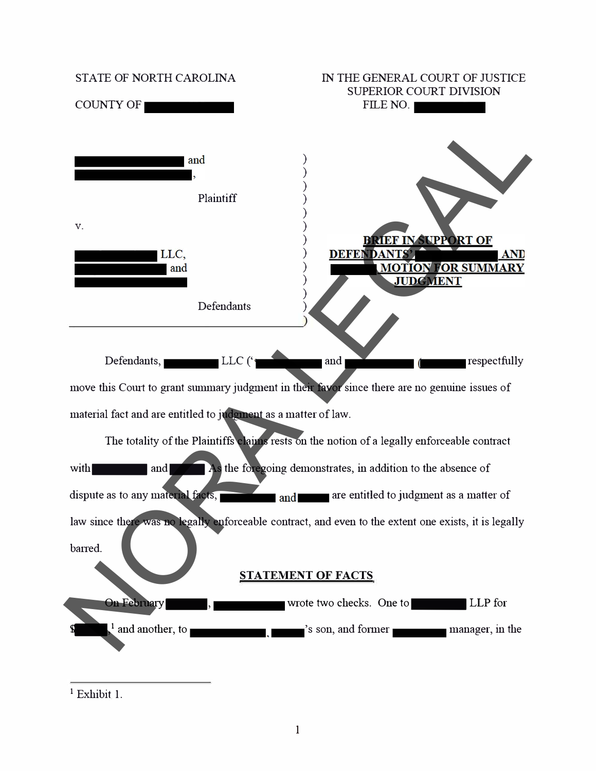STATE OF NORTH CAROLINA

COUNTY OF ████████

IN THE GENERAL COURT OF JUSTICE
SUPERIOR COURT DIVISION
FILE NO. ████████

████████ and
████████,

Plaintiff

v.

████████ LLC,
████████ and
████████

Defendants

**BRIEF IN SUPPORT OF DEFENDANTS' ████████ AND ████████ MOTION FOR SUMMARY JUDGMENT**

Defendants, ████████ LLC ("████████ and ████████ (████████ respectfully move this Court to grant summary judgment in their favor since there are no genuine issues of material fact and are entitled to judgment as a matter of law.

The totality of the Plaintiffs claims rests on the notion of a legally enforceable contract with ████████ and ████████ As the foregoing demonstrates, in addition to the absence of dispute as to any material facts, ████████ and ████████ are entitled to judgment as a matter of law since there was no legally enforceable contract, and even to the extent one exists, it is legally barred.

## STATEMENT OF FACTS

On February ████████, ████████ wrote two checks. One to ████████ LLP for $████████,[1] and another, to ████████, ████████'s son, and former ████████ manager, in the

---

[1] Exhibit 1.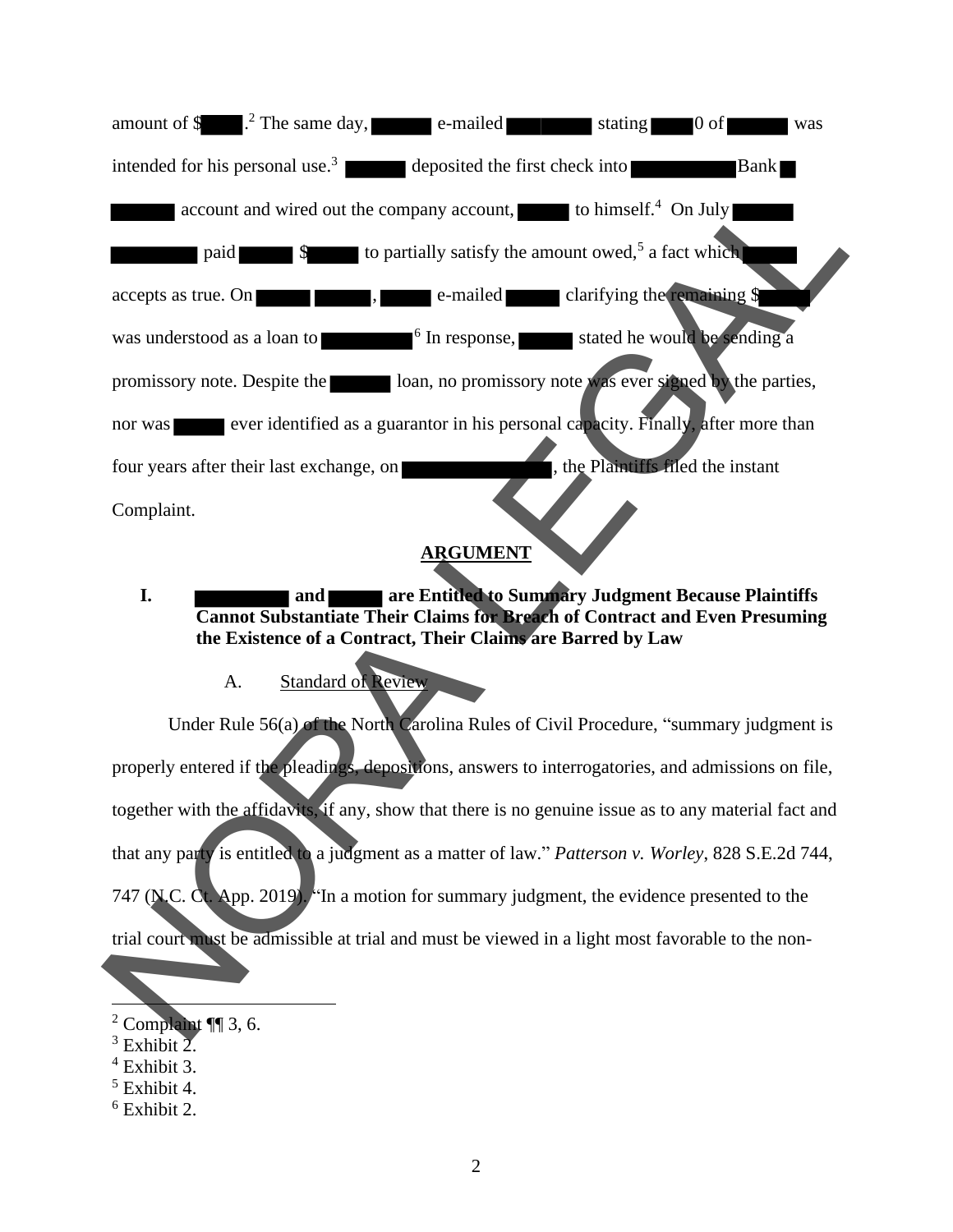amount of $█████.[2] The same day, ██████ e-mailed ████████ stating ████0 of ██████ was intended for his personal use.[3] ██████ deposited the first check into ██████████ Bank █ ██████ account and wired out the company account, █████ to himself.[4] On July ██████ ████████ paid ██████ $█████ to partially satisfy the amount owed,[5] a fact which █████ accepts as true. On █████ ██████, █████ e-mailed █████ clarifying the remaining $█████ was understood as a loan to ██████████.[6] In response, ██████ stated he would be sending a promissory note. Despite the ██████ loan, no promissory note was ever signed by the parties, nor was █████ ever identified as a guarantor in his personal capacity. Finally, after more than four years after their last exchange, on ██████████████, the Plaintiffs filed the instant Complaint.

## ARGUMENT

### I. ██████████ and █████ are Entitled to Summary Judgment Because Plaintiffs Cannot Substantiate Their Claims for Breach of Contract and Even Presuming the Existence of a Contract, Their Claims are Barred by Law

#### A. Standard of Review

Under Rule 56(a) of the North Carolina Rules of Civil Procedure, "summary judgment is properly entered if the pleadings, depositions, answers to interrogatories, and admissions on file, together with the affidavits, if any, show that there is no genuine issue as to any material fact and that any party is entitled to a judgment as a matter of law." *Patterson v. Worley*, 828 S.E.2d 744, 747 (N.C. Ct. App. 2019). "In a motion for summary judgment, the evidence presented to the trial court must be admissible at trial and must be viewed in a light most favorable to the non-

---

[2] Complaint ¶¶ 3, 6.

[3] Exhibit 2.

[4] Exhibit 3.

[5] Exhibit 4.

[6] Exhibit 2.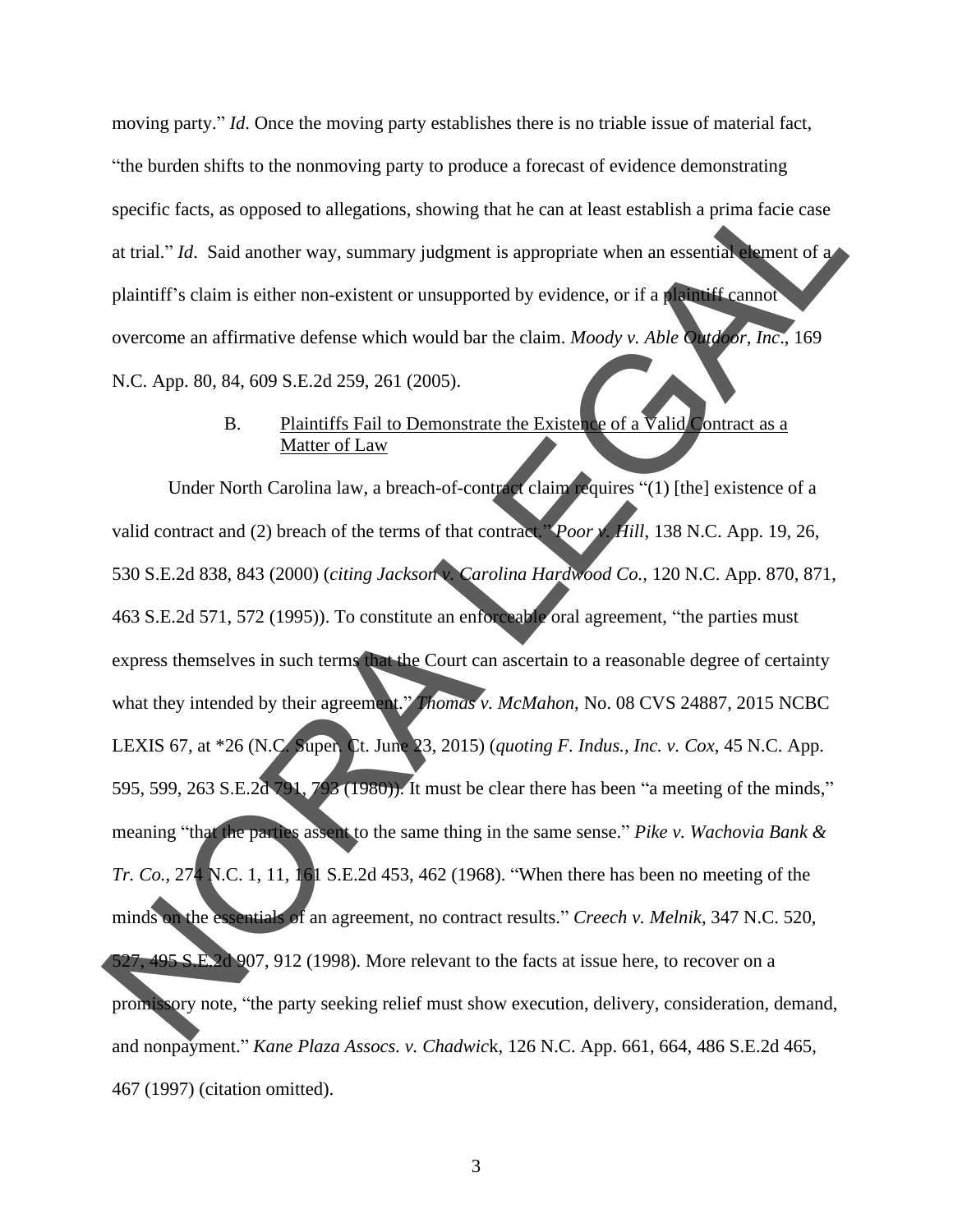moving party." *Id*. Once the moving party establishes there is no triable issue of material fact, "the burden shifts to the nonmoving party to produce a forecast of evidence demonstrating specific facts, as opposed to allegations, showing that he can at least establish a prima facie case at trial." *Id*. Said another way, summary judgment is appropriate when an essential element of a plaintiff's claim is either non-existent or unsupported by evidence, or if a plaintiff cannot overcome an affirmative defense which would bar the claim. *Moody v. Able Outdoor, Inc*., 169 N.C. App. 80, 84, 609 S.E.2d 259, 261 (2005).

### B. Plaintiffs Fail to Demonstrate the Existence of a Valid Contract as a Matter of Law

Under North Carolina law, a breach-of-contract claim requires "(1) [the] existence of a valid contract and (2) breach of the terms of that contract." *Poor v. Hill*, 138 N.C. App. 19, 26, 530 S.E.2d 838, 843 (2000) (*citing Jackson v. Carolina Hardwood Co.*, 120 N.C. App. 870, 871, 463 S.E.2d 571, 572 (1995)). To constitute an enforceable oral agreement, "the parties must express themselves in such terms that the Court can ascertain to a reasonable degree of certainty what they intended by their agreement." *Thomas v. McMahon*, No. 08 CVS 24887, 2015 NCBC LEXIS 67, at *26 (N.C. Super. Ct. June 23, 2015) (*quoting F. Indus., Inc. v. Cox*, 45 N.C. App. 595, 599, 263 S.E.2d 791, 793 (1980)). It must be clear there has been "a meeting of the minds," meaning "that the parties assent to the same thing in the same sense." *Pike v. Wachovia Bank & Tr. Co.*, 274 N.C. 1, 11, 161 S.E.2d 453, 462 (1968). "When there has been no meeting of the minds on the essentials of an agreement, no contract results." *Creech v. Melnik*, 347 N.C. 520, 527, 495 S.E.2d 907, 912 (1998). More relevant to the facts at issue here, to recover on a promissory note, "the party seeking relief must show execution, delivery, consideration, demand, and nonpayment." *Kane Plaza Assocs. v. Chadwick*, 126 N.C. App. 661, 664, 486 S.E.2d 465, 467 (1997) (citation omitted).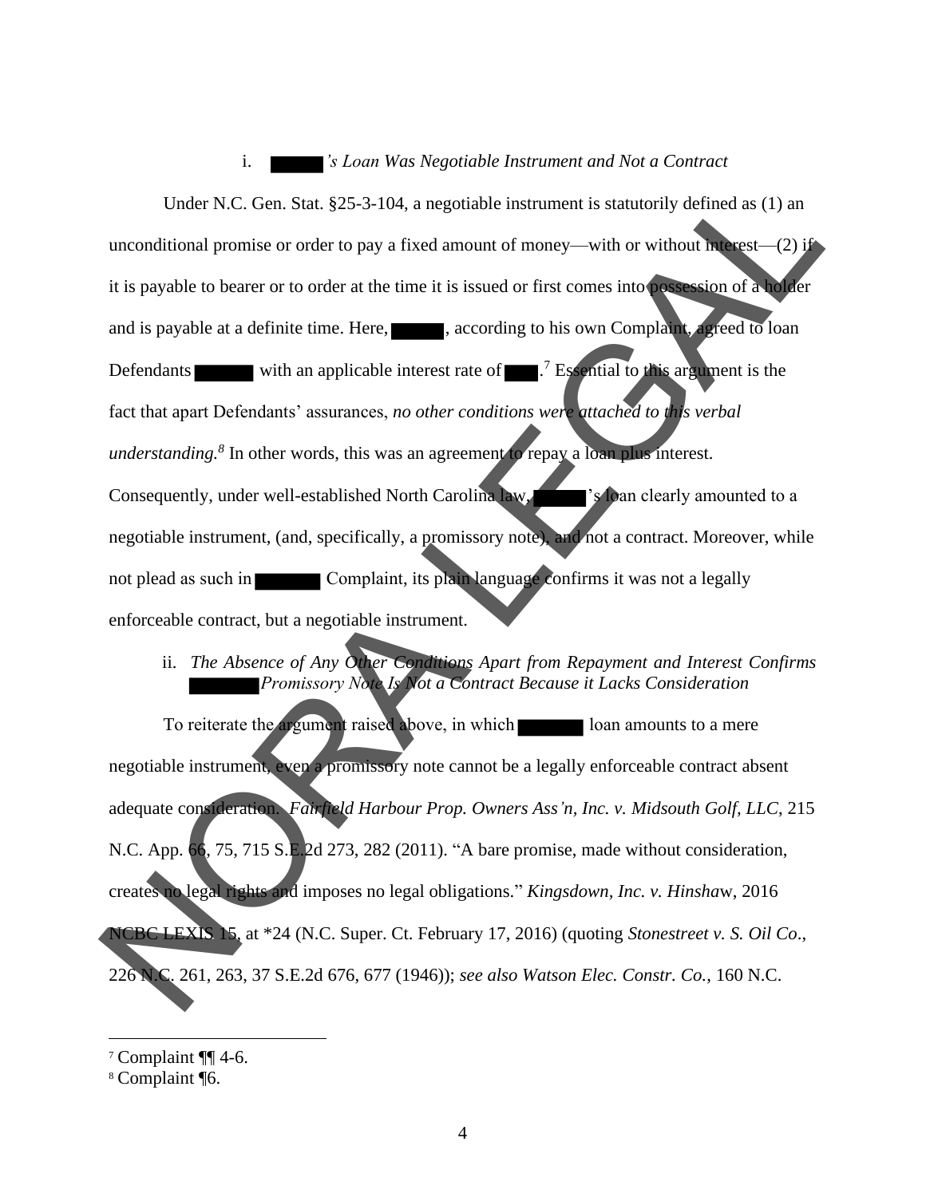### i. ▬▬'s Loan Was Negotiable Instrument and Not a Contract

Under N.C. Gen. Stat. §25-3-104, a negotiable instrument is statutorily defined as (1) an unconditional promise or order to pay a fixed amount of money—with or without interest—(2) if it is payable to bearer or to order at the time it is issued or first comes into possession of a holder and is payable at a definite time. Here, ▬▬, according to his own Complaint, agreed to loan Defendants ▬▬ with an applicable interest rate of ▬▬.[7] Essential to this argument is the fact that apart Defendants' assurances, *no other conditions were attached to this verbal understanding.[8]* In other words, this was an agreement to repay a loan plus interest. Consequently, under well-established North Carolina law, ▬▬'s loan clearly amounted to a negotiable instrument, (and, specifically, a promissory note), and not a contract. Moreover, while not plead as such in ▬▬ Complaint, its plain language confirms it was not a legally enforceable contract, but a negotiable instrument.

### ii. The Absence of Any Other Conditions Apart from Repayment and Interest Confirms ▬▬ Promissory Note Is Not a Contract Because it Lacks Consideration

To reiterate the argument raised above, in which ▬▬ loan amounts to a mere negotiable instrument, even a promissory note cannot be a legally enforceable contract absent adequate consideration. *Fairfield Harbour Prop. Owners Ass'n, Inc. v. Midsouth Golf, LLC*, 215 N.C. App. 66, 75, 715 S.E.2d 273, 282 (2011). "A bare promise, made without consideration, creates no legal rights and imposes no legal obligations." *Kingsdown, Inc. v. Hinshaw*, 2016 NCBC LEXIS 15, at *24 (N.C. Super. Ct. February 17, 2016) (quoting *Stonestreet v. S. Oil Co*., 226 N.C. 261, 263, 37 S.E.2d 676, 677 (1946)); *see also Watson Elec. Constr. Co.*, 160 N.C.

---

[7] Complaint ¶¶ 4-6.

[8] Complaint ¶6.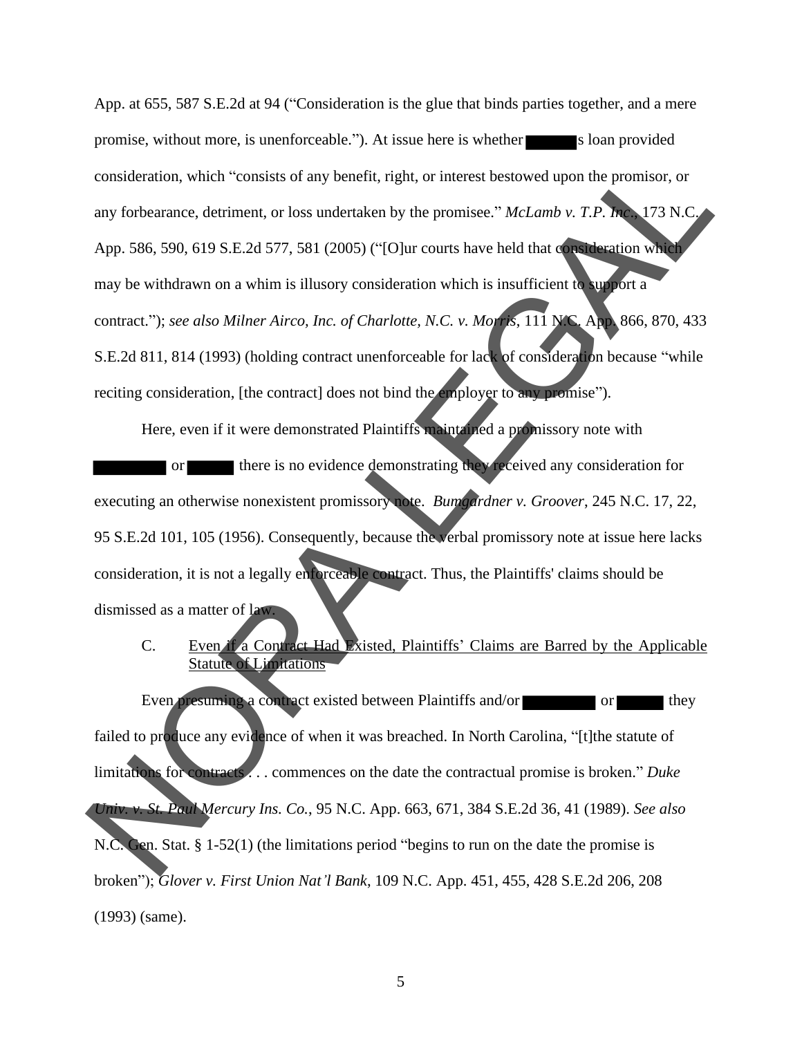App. at 655, 587 S.E.2d at 94 ("Consideration is the glue that binds parties together, and a mere promise, without more, is unenforceable."). At issue here is whether ██████s loan provided consideration, which "consists of any benefit, right, or interest bestowed upon the promisor, or any forbearance, detriment, or loss undertaken by the promisee." *McLamb v. T.P. Inc.*, 173 N.C. App. 586, 590, 619 S.E.2d 577, 581 (2005) ("[O]ur courts have held that consideration which may be withdrawn on a whim is illusory consideration which is insufficient to support a contract."); *see also Milner Airco, Inc. of Charlotte, N.C. v. Morris*, 111 N.C. App. 866, 870, 433 S.E.2d 811, 814 (1993) (holding contract unenforceable for lack of consideration because "while reciting consideration, [the contract] does not bind the employer to any promise").

Here, even if it were demonstrated Plaintiffs maintained a promissory note with ████████ or █████ there is no evidence demonstrating they received any consideration for executing an otherwise nonexistent promissory note. *Bumgardner v. Groover*, 245 N.C. 17, 22, 95 S.E.2d 101, 105 (1956). Consequently, because the verbal promissory note at issue here lacks consideration, it is not a legally enforceable contract. Thus, the Plaintiffs' claims should be dismissed as a matter of law.

C. Even if a Contract Had Existed, Plaintiffs' Claims are Barred by the Applicable Statute of Limitations

Even presuming a contract existed between Plaintiffs and/or ████████ or █████ they failed to produce any evidence of when it was breached. In North Carolina, "[t]the statute of limitations for contracts . . . commences on the date the contractual promise is broken." *Duke Univ. v. St. Paul Mercury Ins. Co.*, 95 N.C. App. 663, 671, 384 S.E.2d 36, 41 (1989). *See also* N.C. Gen. Stat. § 1-52(1) (the limitations period "begins to run on the date the promise is broken"); *Glover v. First Union Nat'l Bank*, 109 N.C. App. 451, 455, 428 S.E.2d 206, 208 (1993) (same).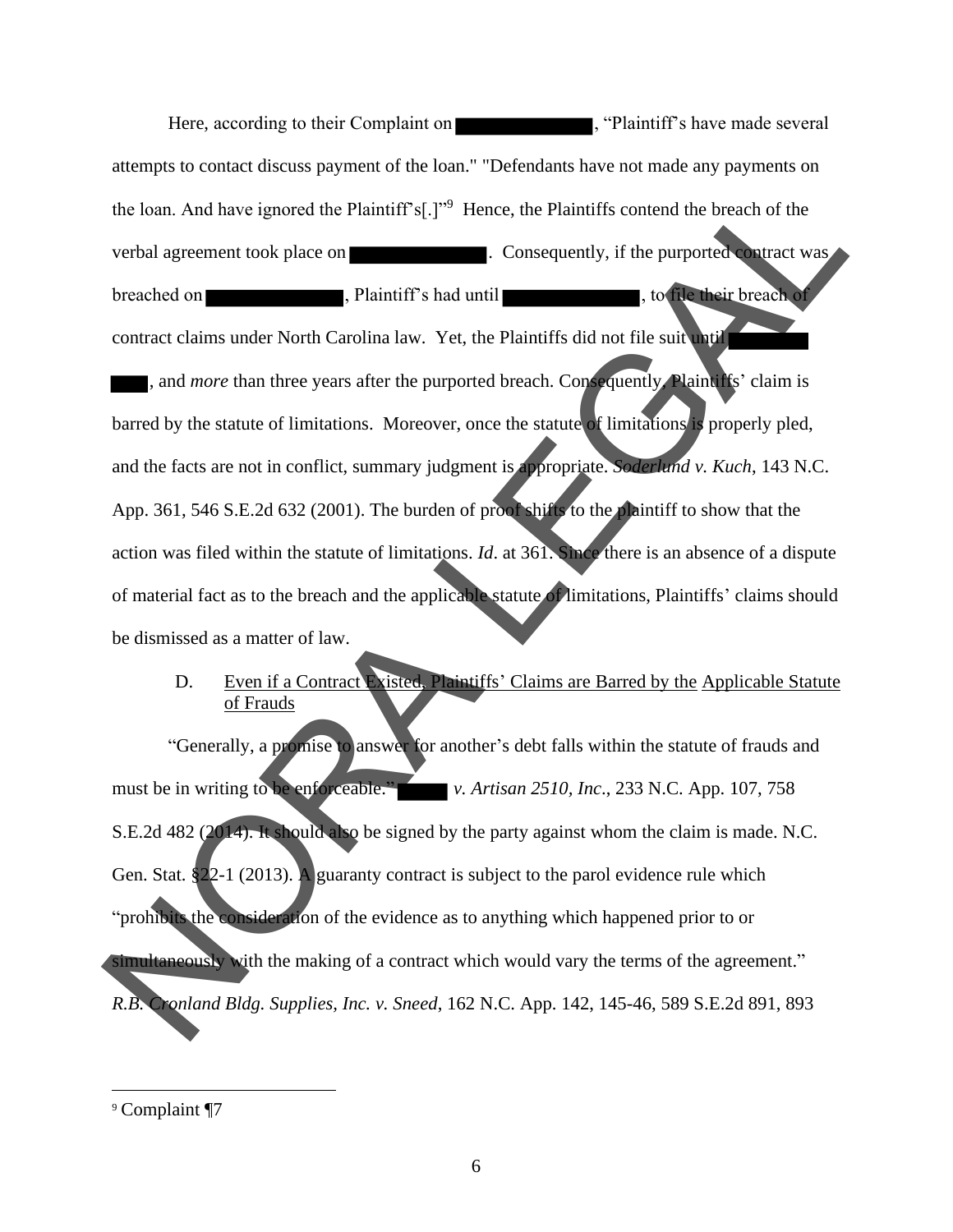Here, according to their Complaint on [REDACTED], "Plaintiff's have made several attempts to contact discuss payment of the loan." "Defendants have not made any payments on the loan. And have ignored the Plaintiff's[.]"[9] Hence, the Plaintiffs contend the breach of the verbal agreement took place on [REDACTED]. Consequently, if the purported contract was breached on [REDACTED], Plaintiff's had until [REDACTED], to file their breach of contract claims under North Carolina law. Yet, the Plaintiffs did not file suit until [REDACTED] [REDACTED], and *more* than three years after the purported breach. Consequently, Plaintiffs' claim is barred by the statute of limitations. Moreover, once the statute of limitations is properly pled, and the facts are not in conflict, summary judgment is appropriate. *Soderlund v. Kuch*, 143 N.C. App. 361, 546 S.E.2d 632 (2001). The burden of proof shifts to the plaintiff to show that the action was filed within the statute of limitations. *Id*. at 361. Since there is an absence of a dispute of material fact as to the breach and the applicable statute of limitations, Plaintiffs' claims should be dismissed as a matter of law.

D. Even if a Contract Existed, Plaintiffs' Claims are Barred by the Applicable Statute of Frauds

"Generally, a promise to answer for another's debt falls within the statute of frauds and must be in writing to be enforceable." [REDACTED] *v. Artisan 2510, Inc*., 233 N.C. App. 107, 758 S.E.2d 482 (2014). It should also be signed by the party against whom the claim is made. N.C. Gen. Stat. §22-1 (2013). A guaranty contract is subject to the parol evidence rule which "prohibits the consideration of the evidence as to anything which happened prior to or simultaneously with the making of a contract which would vary the terms of the agreement." *R.B. Cronland Bldg. Supplies, Inc. v. Sneed*, 162 N.C. App. 142, 145-46, 589 S.E.2d 891, 893

---

[9] Complaint ¶7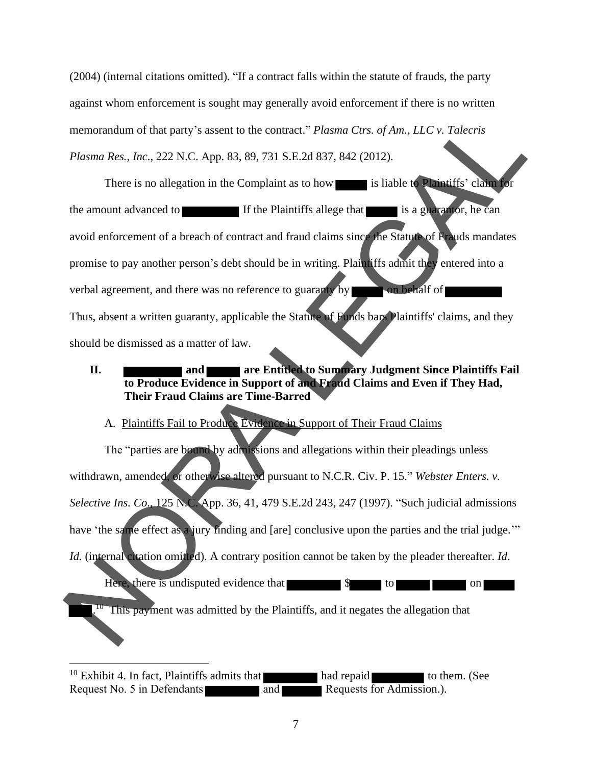(2004) (internal citations omitted). "If a contract falls within the statute of frauds, the party against whom enforcement is sought may generally avoid enforcement if there is no written memorandum of that party's assent to the contract." *Plasma Ctrs. of Am., LLC v. Talecris Plasma Res., Inc*., 222 N.C. App. 83, 89, 731 S.E.2d 837, 842 (2012).

There is no allegation in the Complaint as to how ███ is liable to Plaintiffs' claim for the amount advanced to ██████. If the Plaintiffs allege that ███ is a guarantor, he can avoid enforcement of a breach of contract and fraud claims since the Statute of Frauds mandates promise to pay another person's debt should be in writing. Plaintiffs admit they entered into a verbal agreement, and there was no reference to guaranty by ███ on behalf of ██████. Thus, absent a written guaranty, applicable the Statute of Funds bars Plaintiffs' claims, and they should be dismissed as a matter of law.

## II. ██████ and ███ are Entitled to Summary Judgment Since Plaintiffs Fail to Produce Evidence in Support of and Fraud Claims and Even if They Had, Their Fraud Claims are Time-Barred

### A. Plaintiffs Fail to Produce Evidence in Support of Their Fraud Claims

The "parties are bound by admissions and allegations within their pleadings unless withdrawn, amended, or otherwise altered pursuant to N.C.R. Civ. P. 15." *Webster Enters. v. Selective Ins. Co*., 125 N.C. App. 36, 41, 479 S.E.2d 243, 247 (1997). "Such judicial admissions have 'the same effect as a jury finding and [are] conclusive upon the parties and the trial judge.'" *Id.* (internal citation omitted). A contrary position cannot be taken by the pleader thereafter. *Id*.

Here, there is undisputed evidence that ██████ $███ to ███ ███ on ███ ██.[10] This payment was admitted by the Plaintiffs, and it negates the allegation that

[10] Exhibit 4. In fact, Plaintiffs admits that ██████ had repaid ██████ to them. (See Request No. 5 in Defendants ██████ and █████ Requests for Admission.).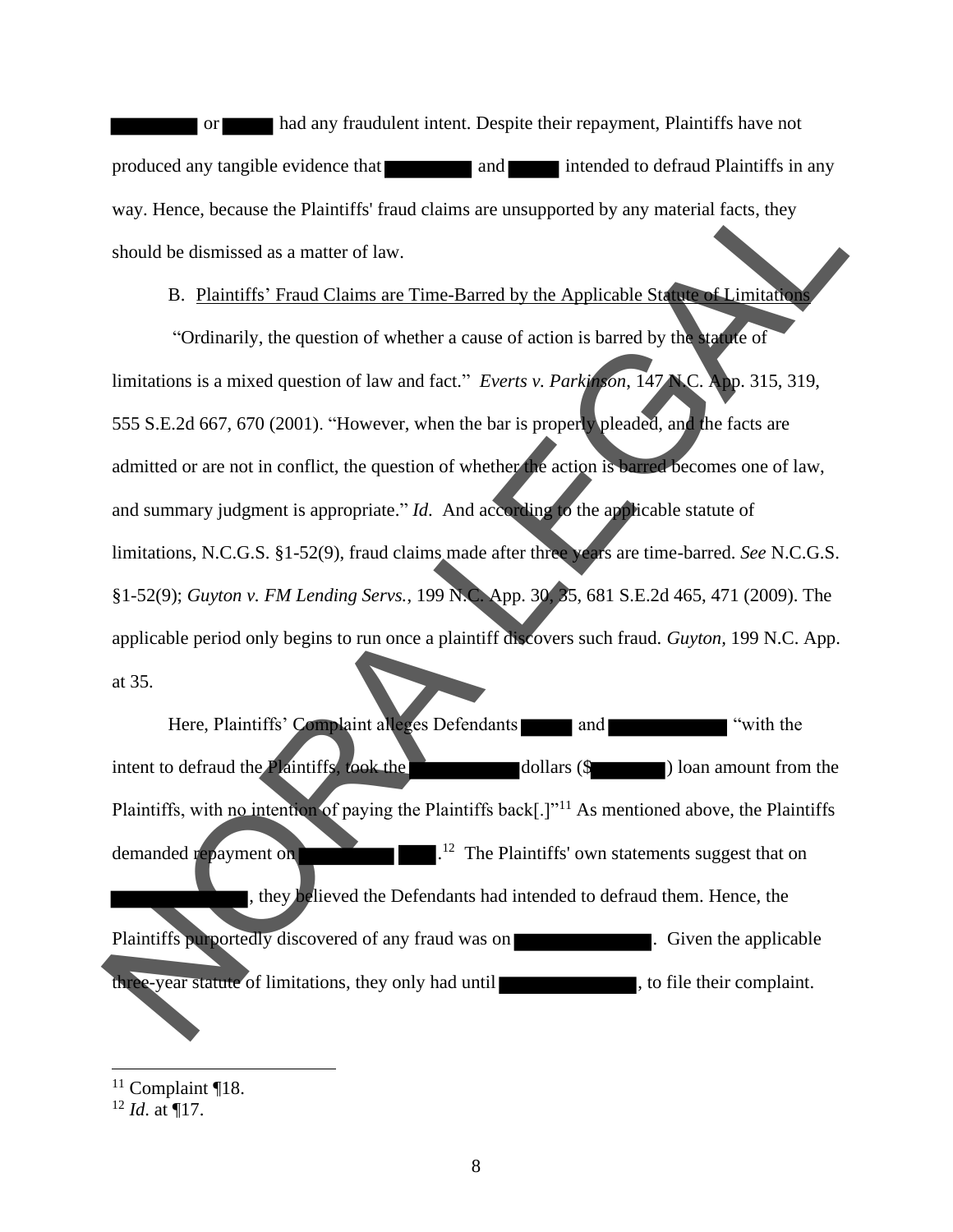or had any fraudulent intent. Despite their repayment, Plaintiffs have not produced any tangible evidence that and intended to defraud Plaintiffs in any way. Hence, because the Plaintiffs' fraud claims are unsupported by any material facts, they should be dismissed as a matter of law.

B. Plaintiffs' Fraud Claims are Time-Barred by the Applicable Statute of Limitations

"Ordinarily, the question of whether a cause of action is barred by the statute of limitations is a mixed question of law and fact." *Everts v. Parkinson*, 147 N.C. App. 315, 319, 555 S.E.2d 667, 670 (2001). "However, when the bar is properly pleaded, and the facts are admitted or are not in conflict, the question of whether the action is barred becomes one of law, and summary judgment is appropriate." *Id.* And according to the applicable statute of limitations, N.C.G.S. §1-52(9), fraud claims made after three years are time-barred. *See* N.C.G.S. §1-52(9); *Guyton v. FM Lending Servs.*, 199 N.C. App. 30, 35, 681 S.E.2d 465, 471 (2009). The applicable period only begins to run once a plaintiff discovers such fraud. *Guyton*, 199 N.C. App. at 35.

Here, Plaintiffs' Complaint alleges Defendants and "with the intent to defraud the Plaintiffs, took the dollars ($ ) loan amount from the Plaintiffs, with no intention of paying the Plaintiffs back[.]"[11] As mentioned above, the Plaintiffs demanded repayment on .[12] The Plaintiffs' own statements suggest that on , they believed the Defendants had intended to defraud them. Hence, the Plaintiffs purportedly discovered of any fraud was on . Given the applicable three-year statute of limitations, they only had until , to file their complaint.

---

[11] Complaint ¶18.

[12] *Id.* at ¶17.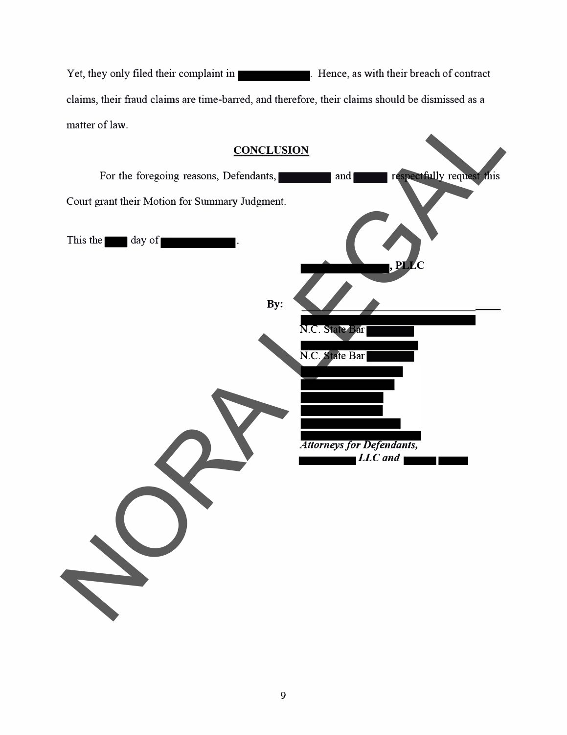Yet, they only filed their complaint in ████████. Hence, as with their breach of contract claims, their fraud claims are time-barred, and therefore, their claims should be dismissed as a matter of law.

## CONCLUSION

For the foregoing reasons, Defendants, ████████ and █████ respectfully request this Court grant their Motion for Summary Judgment.

This the ███ day of ████████████.

████████████, **PLLC**

**By:** ______________________________

████████████████████
N.C. State Bar ████████
████████████████
N.C. State Bar ████████
██████████████
█████████████
███████████
███████████
█████████████
████████████████
***Attorneys for Defendants,***
████████ ***LLC and*** █████ █████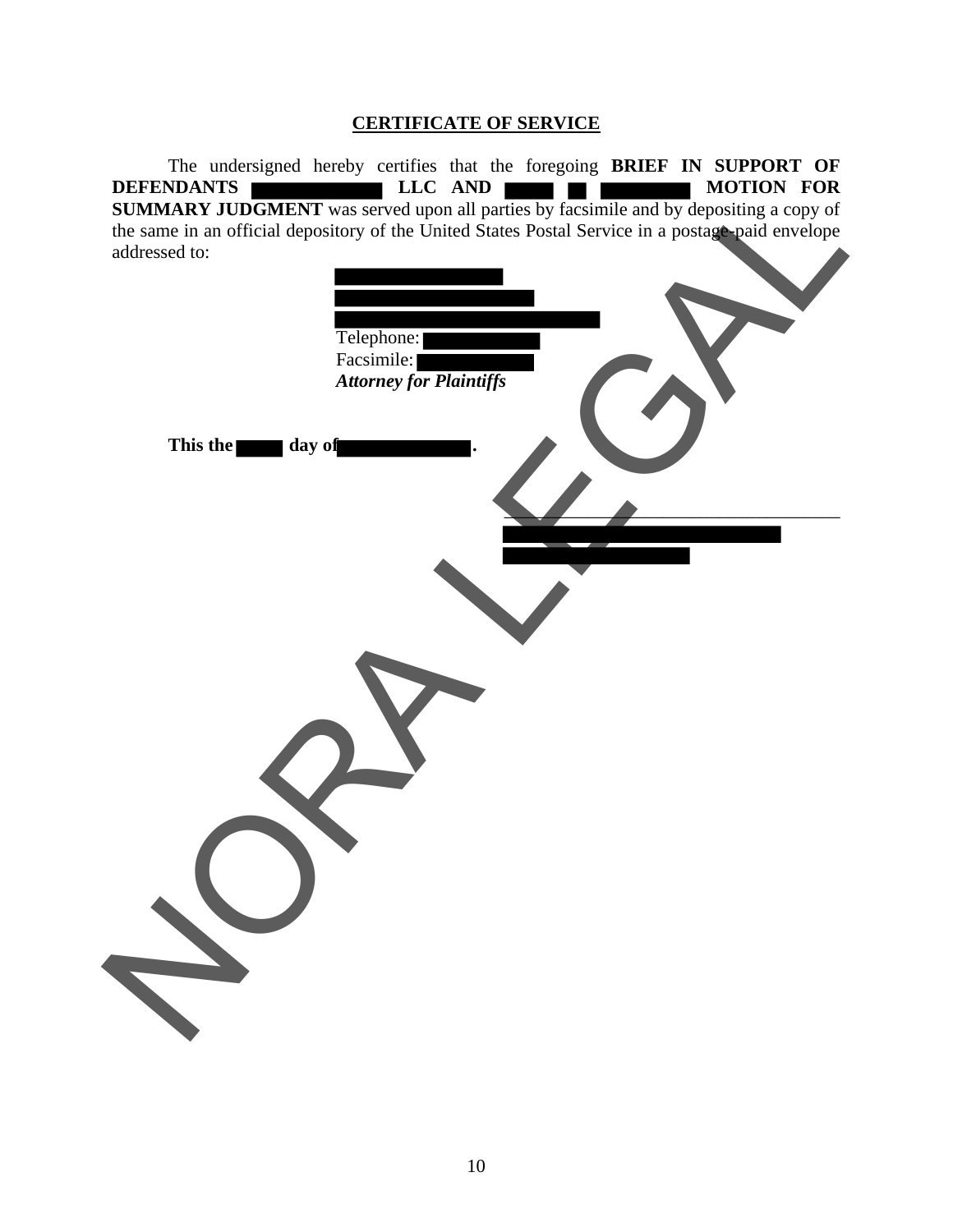## CERTIFICATE OF SERVICE

The undersigned hereby certifies that the foregoing **BRIEF IN SUPPORT OF DEFENDANTS ████████ LLC AND ███ █ █████ MOTION FOR SUMMARY JUDGMENT** was served upon all parties by facsimile and by depositing a copy of the same in an official depository of the United States Postal Service in a postage-paid envelope addressed to:

> ████████████
> ██████████████
> ███████████████████
> Telephone: ████████
> Facsimile: ████████
> ***Attorney for Plaintiffs***

**This the ███ day of ████████.**

\_\_\_\_\_\_\_\_\_\_\_\_\_\_\_\_\_\_\_\_\_\_\_\_\_\_\_\_\_\_\_\_\_\_\_\_
████████████████████
█████████████